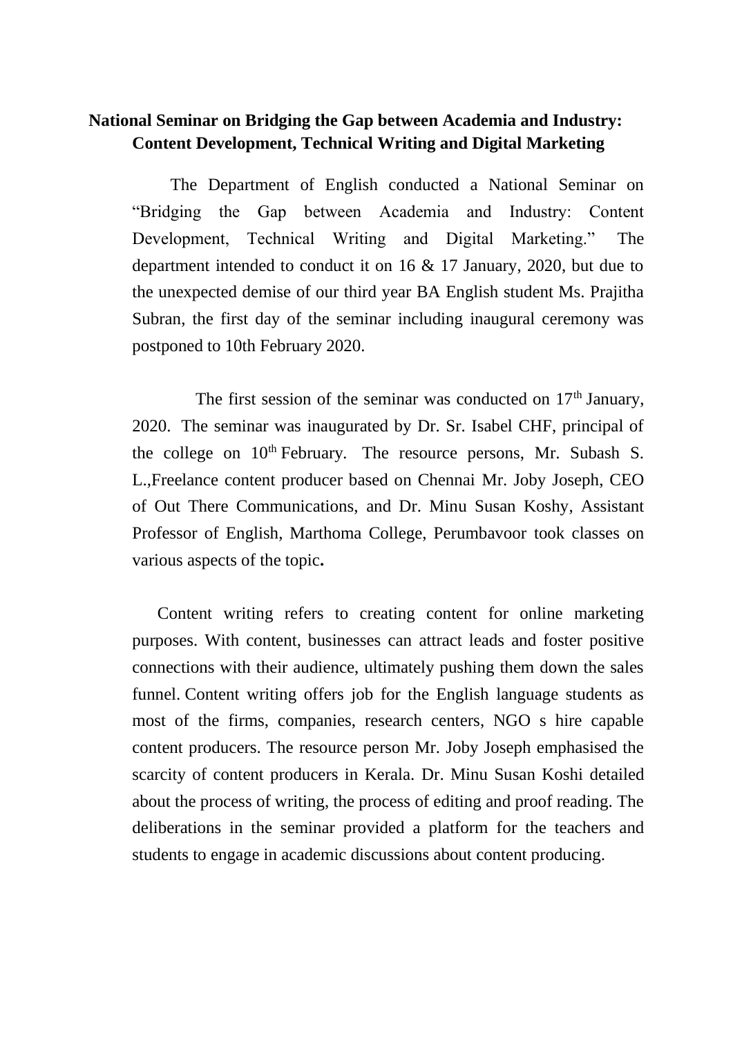# National Seminar on Bridging the Gap between Academia and Industry: Content Development, Technical Writing and Digital Marketing

The Department of English conducted a National Seminar on "Bridging the Gap between Academia and Industry: Content Development, Technical Writing and Digital Marketing." The department intended to conduct it on 16 & 17 January, 2020, but due to the unexpected demise of our third year BA English student Ms. Prajitha Subran, the first day of the seminar including inaugural ceremony was postponed to 10th February 2020.

The first session of the seminar was conducted on 17th January, 2020. The seminar was inaugurated by Dr. Sr. Isabel CHF, principal of the college on 10th February. The resource persons, Mr. Subash S. L.,Freelance content producer based on Chennai Mr. Joby Joseph, CEO of Out There Communications, and Dr. Minu Susan Koshy, Assistant Professor of English, Marthoma College, Perumbavoor took classes on various aspects of the topic**.**

Content writing refers to creating content for online marketing purposes. With content, businesses can attract leads and foster positive connections with their audience, ultimately pushing them down the sales funnel. Content writing offers job for the English language students as most of the firms, companies, research centers, NGO s hire capable content producers. The resource person Mr. Joby Joseph emphasised the scarcity of content producers in Kerala. Dr. Minu Susan Koshi detailed about the process of writing, the process of editing and proof reading. The deliberations in the seminar provided a platform for the teachers and students to engage in academic discussions about content producing.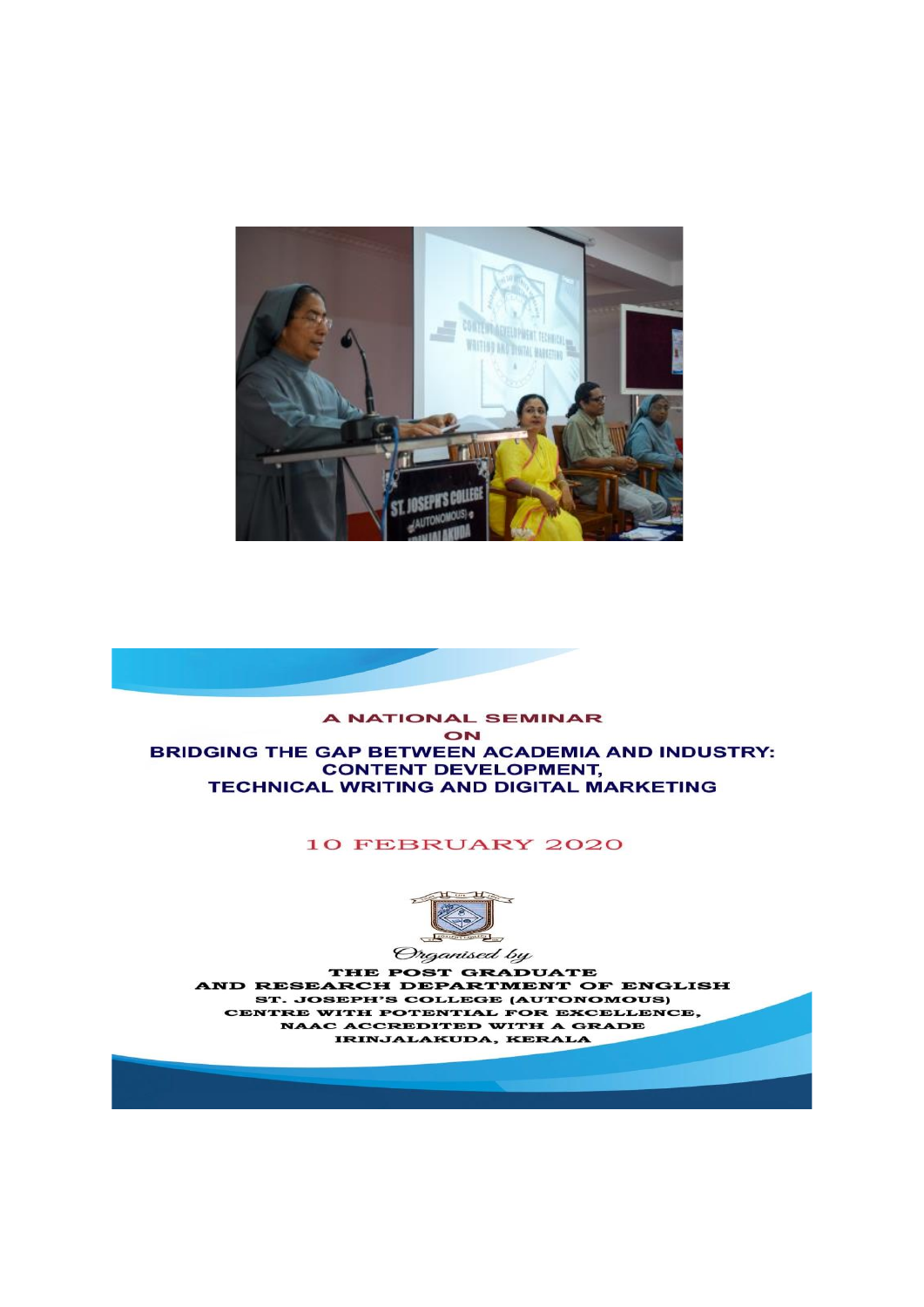A NATIONAL SEMINAR

ON

**BRIDGING THE GAP BETWEEN ACADEMIA AND INDUSTRY: CONTENT DEVELOPMENT, TECHNICAL WRITING AND DIGITAL MARKETING**

10 FEBRUARY 2020

*Organised by*

THE POST GRADUATE
AND RESEARCH DEPARTMENT OF ENGLISH
ST. JOSEPH'S COLLEGE (AUTONOMOUS)
CENTRE WITH POTENTIAL FOR EXCELLENCE,
NAAC ACCREDITED WITH A GRADE
IRINJALAKUDA, KERALA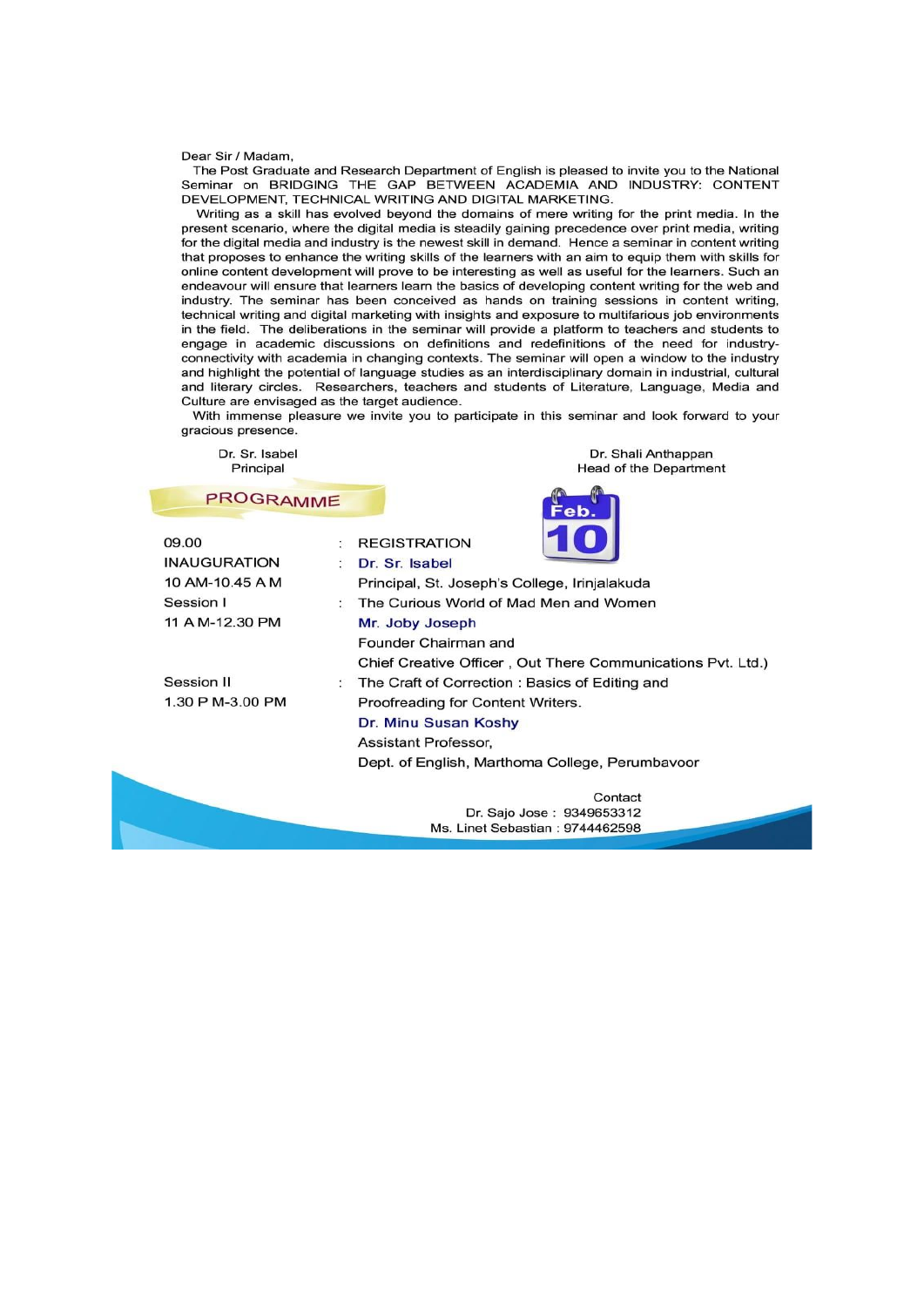Dear Sir / Madam,

The Post Graduate and Research Department of English is pleased to invite you to the National Seminar on BRIDGING THE GAP BETWEEN ACADEMIA AND INDUSTRY: CONTENT DEVELOPMENT, TECHNICAL WRITING AND DIGITAL MARKETING.

Writing as a skill has evolved beyond the domains of mere writing for the print media. In the present scenario, where the digital media is steadily gaining precedence over print media, writing for the digital media and industry is the newest skill in demand. Hence a seminar in content writing that proposes to enhance the writing skills of the learners with an aim to equip them with skills for online content development will prove to be interesting as well as useful for the learners. Such an endeavour will ensure that learners learn the basics of developing content writing for the web and industry. The seminar has been conceived as hands on training sessions in content writing, technical writing and digital marketing with insights and exposure to multifarious job environments in the field. The deliberations in the seminar will provide a platform to teachers and students to engage in academic discussions on definitions and redefinitions of the need for industry-connectivity with academia in changing contexts. The seminar will open a window to the industry and highlight the potential of language studies as an interdisciplinary domain in industrial, cultural and literary circles. Researchers, teachers and students of Literature, Language, Media and Culture are envisaged as the target audience.

With immense pleasure we invite you to participate in this seminar and look forward to your gracious presence.

Dr. Sr. Isabel
Principal

Dr. Shali Anthappan
Head of the Department

## PROGRAMME

Feb. 10

| | | |
|---|---|---|
| 09.00 | : | REGISTRATION |
| INAUGURATION<br>10 AM-10.45 A M | : | **Dr. Sr. Isabel**<br>Principal, St. Joseph's College, Irinjalakuda |
| Session I<br>11 A M-12.30 PM | : | The Curious World of Mad Men and Women<br>**Mr. Joby Joseph**<br>Founder Chairman and<br>Chief Creative Officer , Out There Communications Pvt. Ltd.) |
| Session II<br>1.30 P M-3.00 PM | : | The Craft of Correction : Basics of Editing and Proofreading for Content Writers.<br>**Dr. Minu Susan Koshy**<br>Assistant Professor,<br>Dept. of English, Marthoma College, Perumbavoor |

Contact
Dr. Sajo Jose : 9349653312
Ms. Linet Sebastian : 9744462598